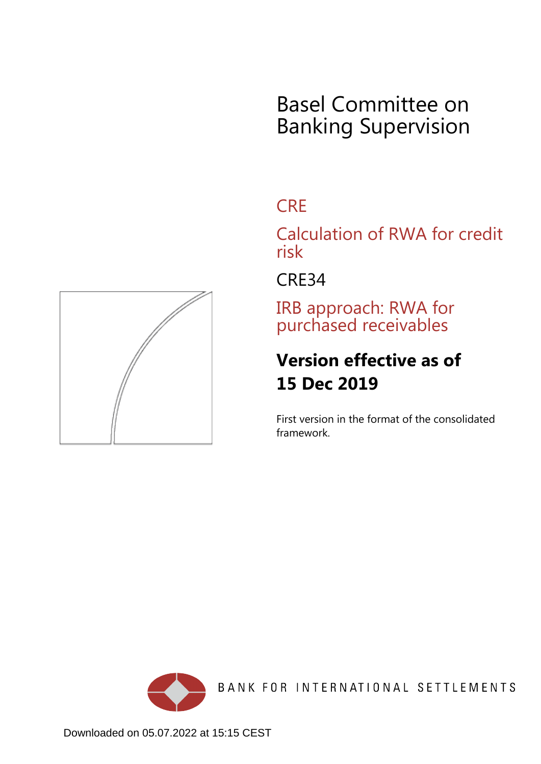# Basel Committee on Banking Supervision

## CRE

## Calculation of RWA for credit risk

## CRE34

## IRB approach: RWA for purchased receivables

**Version effective as of 15 Dec 2019**

First version in the format of the consolidated framework.

BANK FOR INTERNATIONAL SETTLEMENTS

Downloaded on 05.07.2022 at 15:15 CEST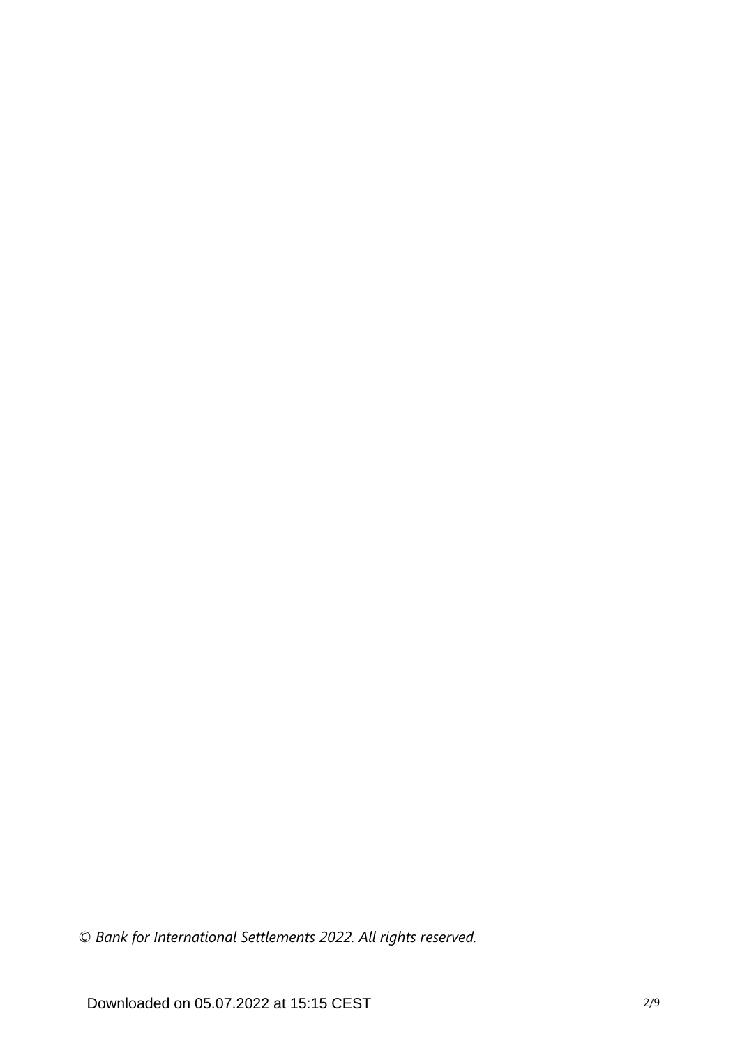*© Bank for International Settlements 2022. All rights reserved.*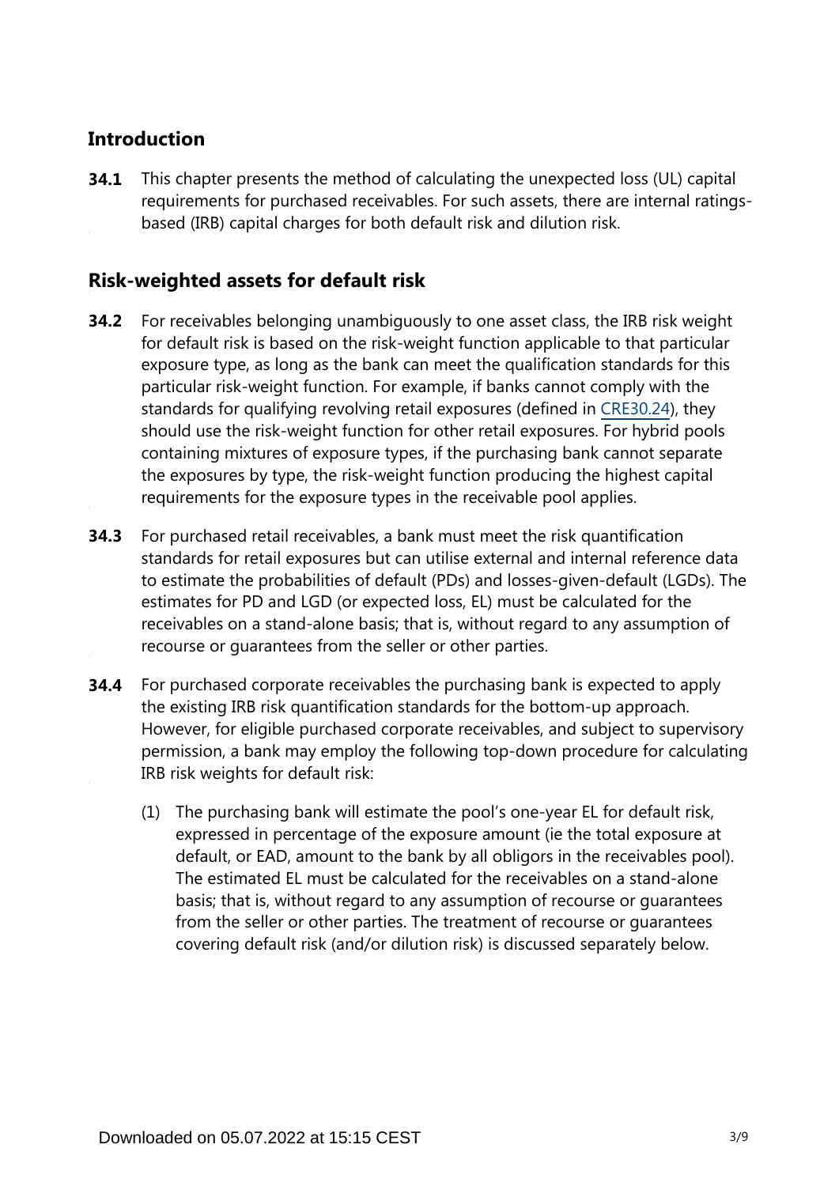## Introduction

**34.1** This chapter presents the method of calculating the unexpected loss (UL) capital requirements for purchased receivables. For such assets, there are internal ratings-based (IRB) capital charges for both default risk and dilution risk.

## Risk-weighted assets for default risk

**34.2** For receivables belonging unambiguously to one asset class, the IRB risk weight for default risk is based on the risk-weight function applicable to that particular exposure type, as long as the bank can meet the qualification standards for this particular risk-weight function. For example, if banks cannot comply with the standards for qualifying revolving retail exposures (defined in CRE30.24), they should use the risk-weight function for other retail exposures. For hybrid pools containing mixtures of exposure types, if the purchasing bank cannot separate the exposures by type, the risk-weight function producing the highest capital requirements for the exposure types in the receivable pool applies.

**34.3** For purchased retail receivables, a bank must meet the risk quantification standards for retail exposures but can utilise external and internal reference data to estimate the probabilities of default (PDs) and losses-given-default (LGDs). The estimates for PD and LGD (or expected loss, EL) must be calculated for the receivables on a stand-alone basis; that is, without regard to any assumption of recourse or guarantees from the seller or other parties.

**34.4** For purchased corporate receivables the purchasing bank is expected to apply the existing IRB risk quantification standards for the bottom-up approach. However, for eligible purchased corporate receivables, and subject to supervisory permission, a bank may employ the following top-down procedure for calculating IRB risk weights for default risk:

(1) The purchasing bank will estimate the pool's one-year EL for default risk, expressed in percentage of the exposure amount (ie the total exposure at default, or EAD, amount to the bank by all obligors in the receivables pool). The estimated EL must be calculated for the receivables on a stand-alone basis; that is, without regard to any assumption of recourse or guarantees from the seller or other parties. The treatment of recourse or guarantees covering default risk (and/or dilution risk) is discussed separately below.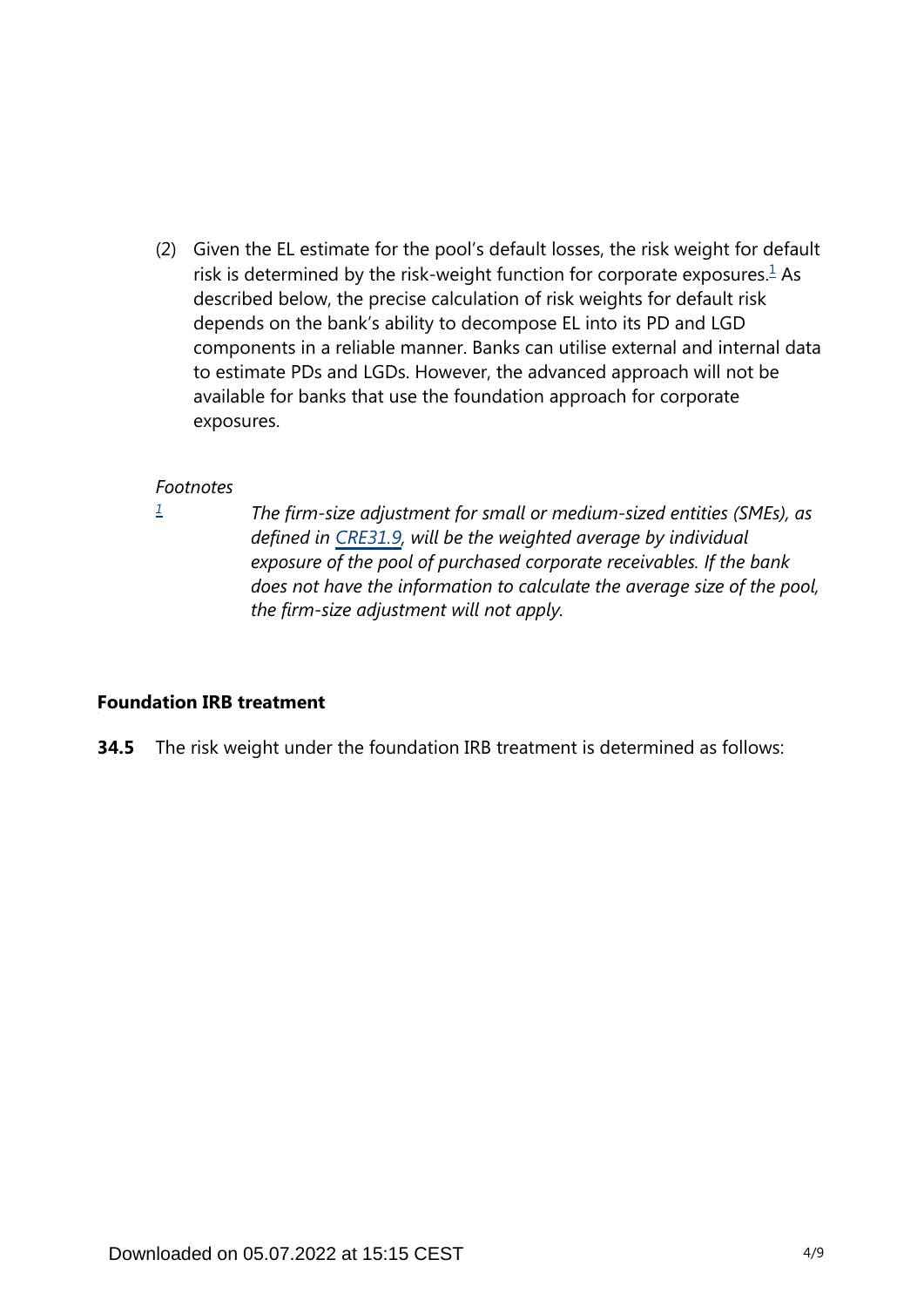(2) Given the EL estimate for the pool's default losses, the risk weight for default risk is determined by the risk-weight function for corporate exposures.[1] As described below, the precise calculation of risk weights for default risk depends on the bank's ability to decompose EL into its PD and LGD components in a reliable manner. Banks can utilise external and internal data to estimate PDs and LGDs. However, the advanced approach will not be available for banks that use the foundation approach for corporate exposures.

*Footnotes*

[1] *The firm-size adjustment for small or medium-sized entities (SMEs), as defined in CRE31.9, will be the weighted average by individual exposure of the pool of purchased corporate receivables. If the bank does not have the information to calculate the average size of the pool, the firm-size adjustment will not apply.*

### Foundation IRB treatment

**34.5** The risk weight under the foundation IRB treatment is determined as follows: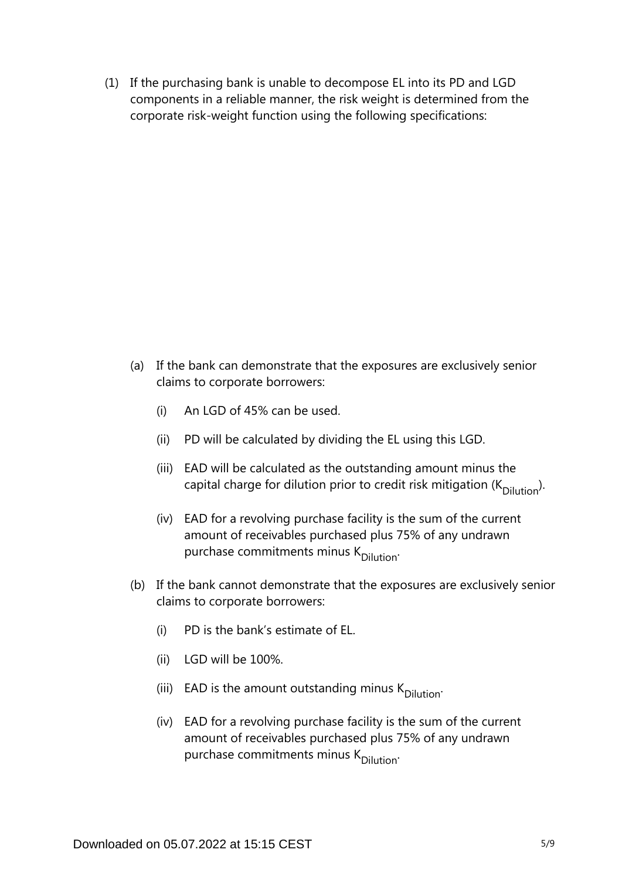(1) If the purchasing bank is unable to decompose EL into its PD and LGD components in a reliable manner, the risk weight is determined from the corporate risk-weight function using the following specifications:

(a) If the bank can demonstrate that the exposures are exclusively senior claims to corporate borrowers:

(i) An LGD of 45% can be used.

(ii) PD will be calculated by dividing the EL using this LGD.

(iii) EAD will be calculated as the outstanding amount minus the capital charge for dilution prior to credit risk mitigation ($K_{Dilution}$).

(iv) EAD for a revolving purchase facility is the sum of the current amount of receivables purchased plus 75% of any undrawn purchase commitments minus $K_{Dilution}$.

(b) If the bank cannot demonstrate that the exposures are exclusively senior claims to corporate borrowers:

(i) PD is the bank's estimate of EL.

(ii) LGD will be 100%.

(iii) EAD is the amount outstanding minus $K_{Dilution}$.

(iv) EAD for a revolving purchase facility is the sum of the current amount of receivables purchased plus 75% of any undrawn purchase commitments minus $K_{Dilution}$.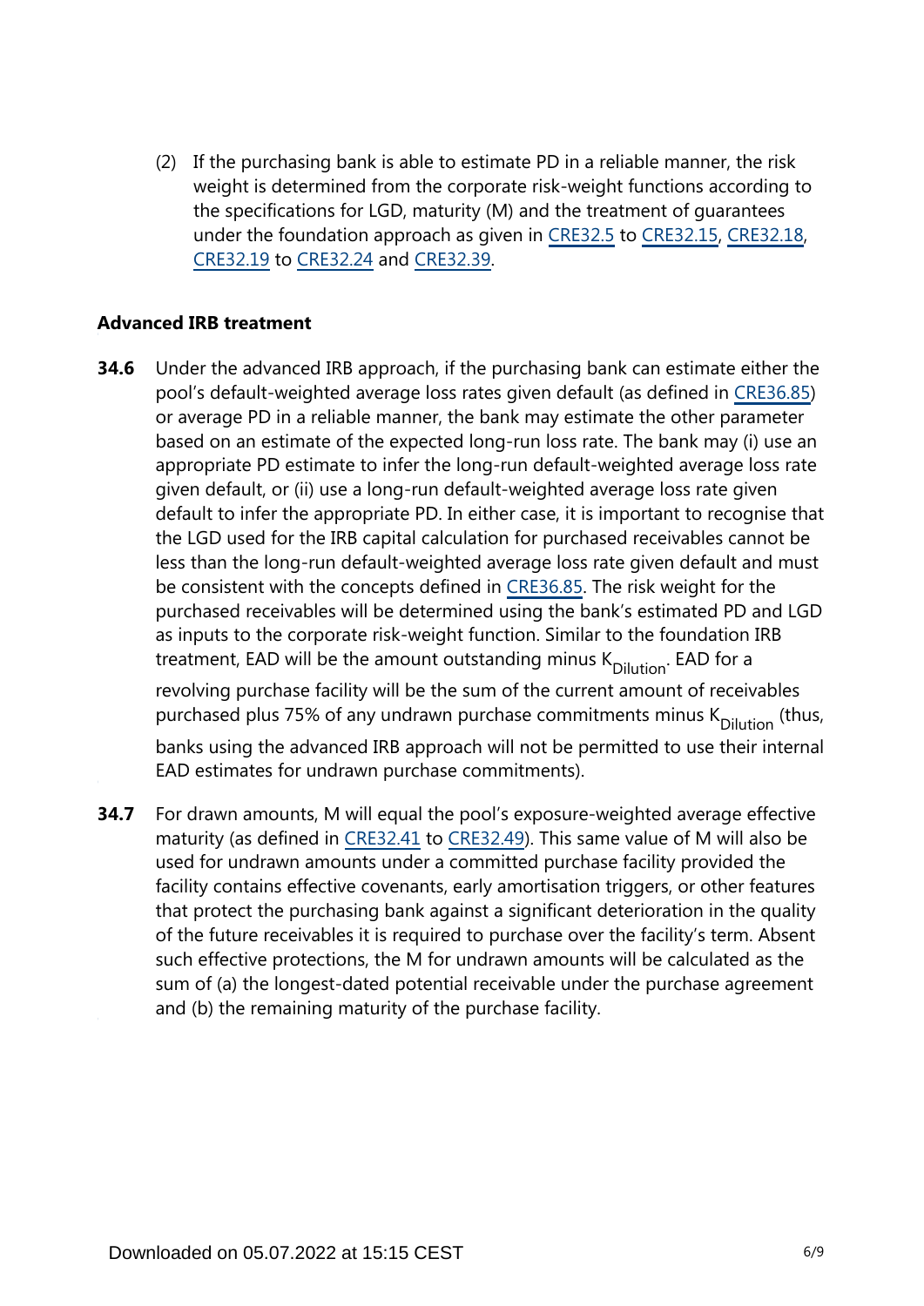(2) If the purchasing bank is able to estimate PD in a reliable manner, the risk weight is determined from the corporate risk-weight functions according to the specifications for LGD, maturity (M) and the treatment of guarantees under the foundation approach as given in CRE32.5 to CRE32.15, CRE32.18, CRE32.19 to CRE32.24 and CRE32.39.

**Advanced IRB treatment**

**34.6** Under the advanced IRB approach, if the purchasing bank can estimate either the pool's default-weighted average loss rates given default (as defined in CRE36.85) or average PD in a reliable manner, the bank may estimate the other parameter based on an estimate of the expected long-run loss rate. The bank may (i) use an appropriate PD estimate to infer the long-run default-weighted average loss rate given default, or (ii) use a long-run default-weighted average loss rate given default to infer the appropriate PD. In either case, it is important to recognise that the LGD used for the IRB capital calculation for purchased receivables cannot be less than the long-run default-weighted average loss rate given default and must be consistent with the concepts defined in CRE36.85. The risk weight for the purchased receivables will be determined using the bank's estimated PD and LGD as inputs to the corporate risk-weight function. Similar to the foundation IRB treatment, EAD will be the amount outstanding minus $K_{Dilution}$. EAD for a revolving purchase facility will be the sum of the current amount of receivables purchased plus 75% of any undrawn purchase commitments minus $K_{Dilution}$ (thus, banks using the advanced IRB approach will not be permitted to use their internal EAD estimates for undrawn purchase commitments).

**34.7** For drawn amounts, M will equal the pool's exposure-weighted average effective maturity (as defined in CRE32.41 to CRE32.49). This same value of M will also be used for undrawn amounts under a committed purchase facility provided the facility contains effective covenants, early amortisation triggers, or other features that protect the purchasing bank against a significant deterioration in the quality of the future receivables it is required to purchase over the facility's term. Absent such effective protections, the M for undrawn amounts will be calculated as the sum of (a) the longest-dated potential receivable under the purchase agreement and (b) the remaining maturity of the purchase facility.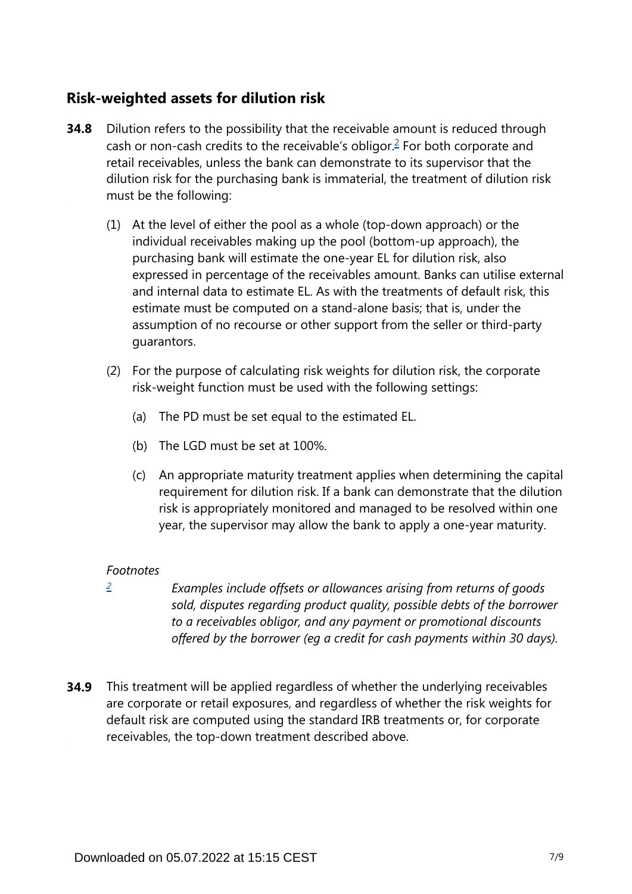## Risk-weighted assets for dilution risk

**34.8** Dilution refers to the possibility that the receivable amount is reduced through cash or non-cash credits to the receivable's obligor.[2] For both corporate and retail receivables, unless the bank can demonstrate to its supervisor that the dilution risk for the purchasing bank is immaterial, the treatment of dilution risk must be the following:

(1) At the level of either the pool as a whole (top-down approach) or the individual receivables making up the pool (bottom-up approach), the purchasing bank will estimate the one-year EL for dilution risk, also expressed in percentage of the receivables amount. Banks can utilise external and internal data to estimate EL. As with the treatments of default risk, this estimate must be computed on a stand-alone basis; that is, under the assumption of no recourse or other support from the seller or third-party guarantors.

(2) For the purpose of calculating risk weights for dilution risk, the corporate risk-weight function must be used with the following settings:

(a) The PD must be set equal to the estimated EL.

(b) The LGD must be set at 100%.

(c) An appropriate maturity treatment applies when determining the capital requirement for dilution risk. If a bank can demonstrate that the dilution risk is appropriately monitored and managed to be resolved within one year, the supervisor may allow the bank to apply a one-year maturity.

*Footnotes*

[2] *Examples include offsets or allowances arising from returns of goods sold, disputes regarding product quality, possible debts of the borrower to a receivables obligor, and any payment or promotional discounts offered by the borrower (eg a credit for cash payments within 30 days).*

**34.9** This treatment will be applied regardless of whether the underlying receivables are corporate or retail exposures, and regardless of whether the risk weights for default risk are computed using the standard IRB treatments or, for corporate receivables, the top-down treatment described above.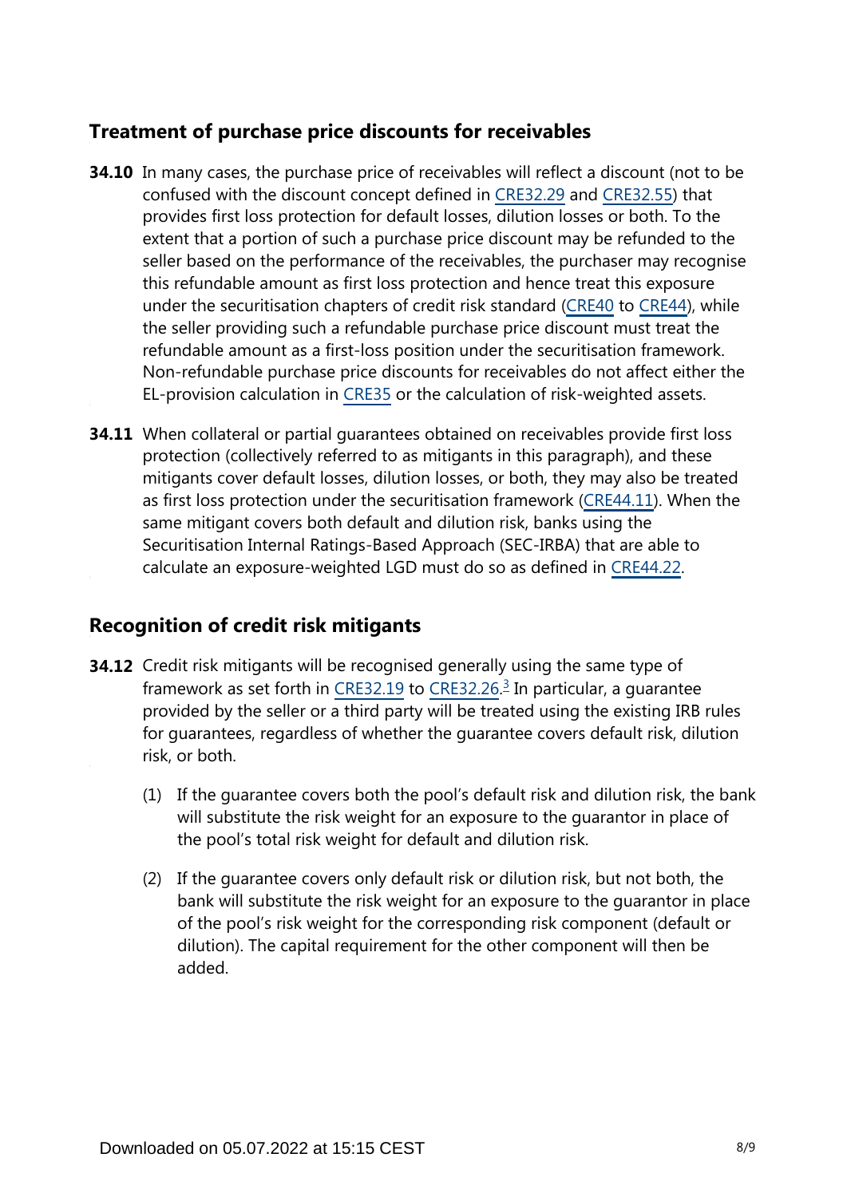## Treatment of purchase price discounts for receivables

**34.10** In many cases, the purchase price of receivables will reflect a discount (not to be confused with the discount concept defined in CRE32.29 and CRE32.55) that provides first loss protection for default losses, dilution losses or both. To the extent that a portion of such a purchase price discount may be refunded to the seller based on the performance of the receivables, the purchaser may recognise this refundable amount as first loss protection and hence treat this exposure under the securitisation chapters of credit risk standard (CRE40 to CRE44), while the seller providing such a refundable purchase price discount must treat the refundable amount as a first-loss position under the securitisation framework. Non-refundable purchase price discounts for receivables do not affect either the EL-provision calculation in CRE35 or the calculation of risk-weighted assets.

**34.11** When collateral or partial guarantees obtained on receivables provide first loss protection (collectively referred to as mitigants in this paragraph), and these mitigants cover default losses, dilution losses, or both, they may also be treated as first loss protection under the securitisation framework (CRE44.11). When the same mitigant covers both default and dilution risk, banks using the Securitisation Internal Ratings-Based Approach (SEC-IRBA) that are able to calculate an exposure-weighted LGD must do so as defined in CRE44.22.

## Recognition of credit risk mitigants

**34.12** Credit risk mitigants will be recognised generally using the same type of framework as set forth in CRE32.19 to CRE32.26.[3] In particular, a guarantee provided by the seller or a third party will be treated using the existing IRB rules for guarantees, regardless of whether the guarantee covers default risk, dilution risk, or both.

(1) If the guarantee covers both the pool's default risk and dilution risk, the bank will substitute the risk weight for an exposure to the guarantor in place of the pool's total risk weight for default and dilution risk.

(2) If the guarantee covers only default risk or dilution risk, but not both, the bank will substitute the risk weight for an exposure to the guarantor in place of the pool's risk weight for the corresponding risk component (default or dilution). The capital requirement for the other component will then be added.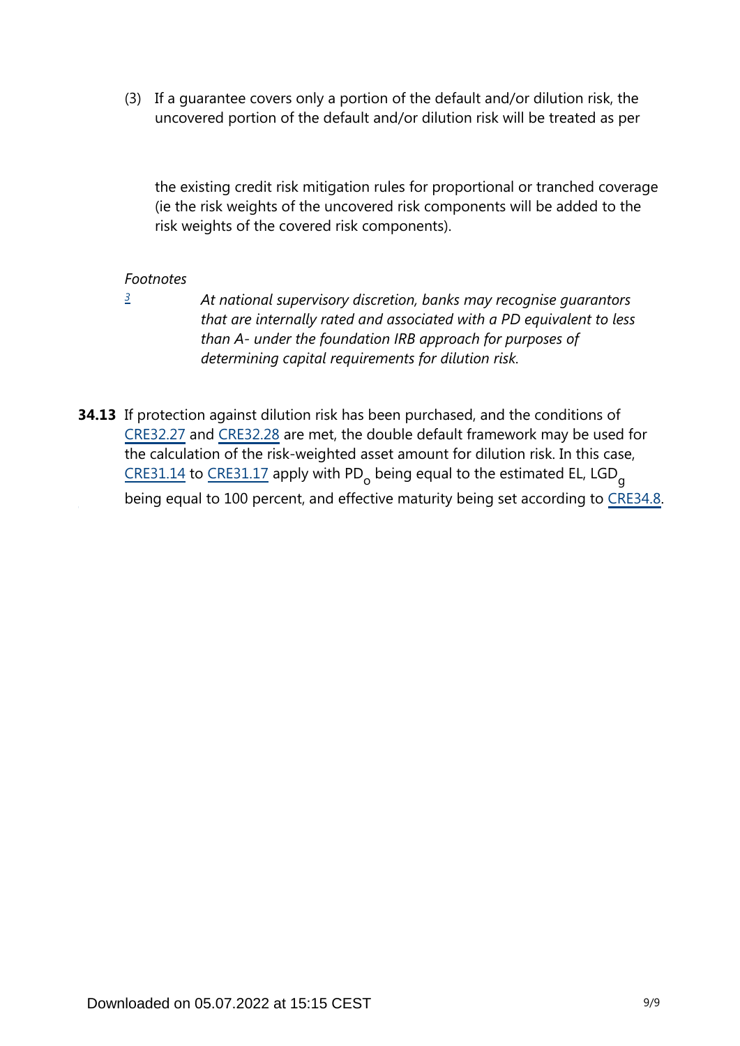(3) If a guarantee covers only a portion of the default and/or dilution risk, the uncovered portion of the default and/or dilution risk will be treated as per the existing credit risk mitigation rules for proportional or tranched coverage (ie the risk weights of the uncovered risk components will be added to the risk weights of the covered risk components).

*Footnotes*

[3] *At national supervisory discretion, banks may recognise guarantors that are internally rated and associated with a PD equivalent to less than A- under the foundation IRB approach for purposes of determining capital requirements for dilution risk.*

**34.13** If protection against dilution risk has been purchased, and the conditions of CRE32.27 and CRE32.28 are met, the double default framework may be used for the calculation of the risk-weighted asset amount for dilution risk. In this case, CRE31.14 to CRE31.17 apply with $PD_o$ being equal to the estimated EL, $LGD_g$ being equal to 100 percent, and effective maturity being set according to CRE34.8.